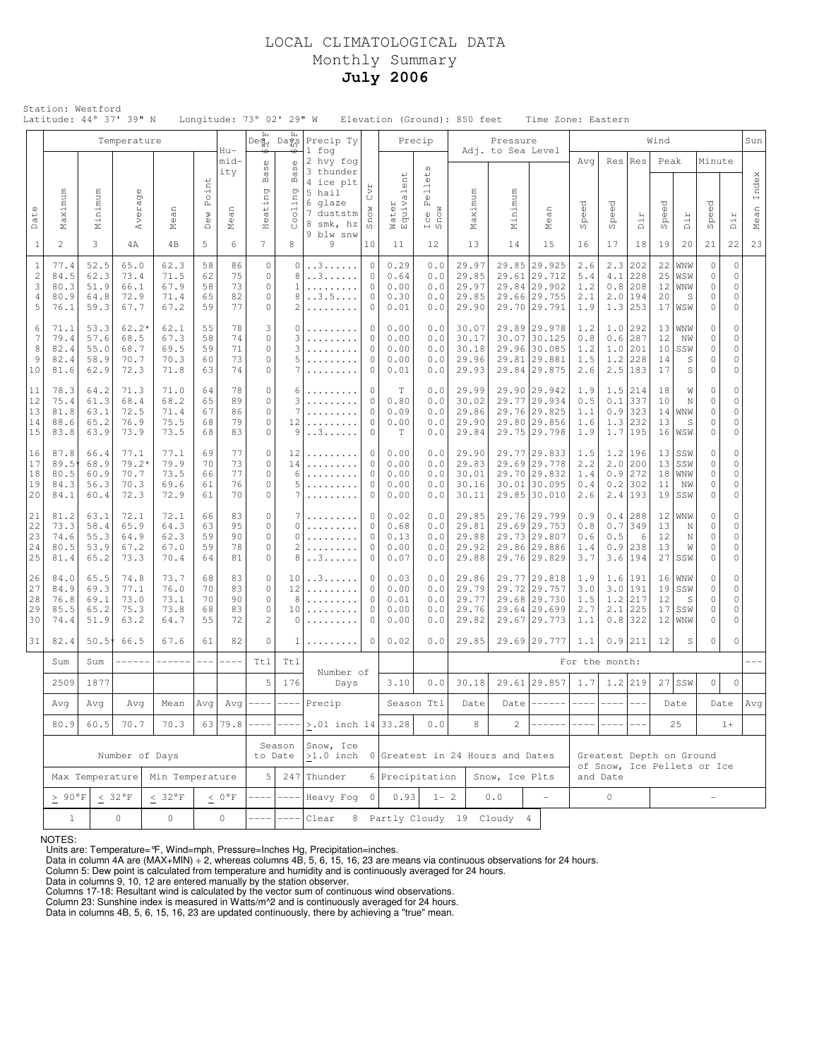# LOCAL CLIMATOLOGICAL DATA
## Monthly Summary
## **July 2006**

Station: Westford
Latitude: 44° 37' 39" N    Longitude: 73° 02' 29" W    Elevation (Ground): 850 feet    Time Zone: Eastern

| Date | Temperature Maximum | Temperature Minimum | Temperature Average | Temperature Mean | Dew Point | Humidity Mean | Deg. Days 65°F Heating Base | Deg. Days 65°F Cooling Base | Precip Ty (1 fog, 2 hvy fog, 3 thunder, 4 ice plt, 5 hail, 6 glaze, 7 duststm, 8 smk, hz, 9 blw snw) | Snow Cvr | Precip Water Equivalent | Precip Ice Pellets Snow | Pressure Adj. to Sea Level Maximum | Pressure Minimum | Pressure Mean | Wind Avg Speed | Wind Res Speed | Wind Res Dir | Wind Peak Speed | Wind Peak Dir | Wind Minute Speed | Wind Minute Dir | Sun Mean Index |
|---|---|---|---|---|---|---|---|---|---|---|---|---|---|---|---|---|---|---|---|---|---|---|---|
| 1 | 2 | 3 | 4A | 4B | 5 | 6 | 7 | 8 | 9 | 10 | 11 | 12 | 13 | 14 | 15 | 16 | 17 | 18 | 19 | 20 | 21 | 22 | 23 |
| 1 | 77.4 | 52.5 | 65.0 | 62.3 | 58 | 86 | 0 | 0 | ..3...... | 0 | 0.29 | 0.0 | 29.97 | 29.85 | 29.925 | 2.6 | 2.3 | 202 | 22 | WNW | 0 | 0 | |
| 2 | 84.5 | 62.3 | 73.4 | 71.5 | 62 | 75 | 0 | 8 | ..3...... | 0 | 0.64 | 0.0 | 29.85 | 29.61 | 29.712 | 5.4 | 4.1 | 228 | 25 | WSW | 0 | 0 | |
| 3 | 80.3 | 51.9 | 66.1 | 67.9 | 58 | 73 | 0 | 1 | ......... | 0 | 0.00 | 0.0 | 29.97 | 29.84 | 29.902 | 1.2 | 0.8 | 208 | 12 | WNW | 0 | 0 | |
| 4 | 80.9 | 64.8 | 72.9 | 71.4 | 65 | 82 | 0 | 8 | ..3.5.... | 0 | 0.30 | 0.0 | 29.85 | 29.66 | 29.755 | 2.1 | 2.0 | 194 | 20 | S | 0 | 0 | |
| 5 | 76.1 | 59.3 | 67.7 | 67.2 | 59 | 77 | 0 | 2 | ......... | 0 | 0.01 | 0.0 | 29.90 | 29.70 | 29.791 | 1.9 | 1.3 | 253 | 17 | WSW | 0 | 0 | |
| 6 | 71.1 | 53.3 | 62.2* | 62.1 | 55 | 78 | 3 | 0 | ......... | 0 | 0.00 | 0.0 | 30.07 | 29.89 | 29.978 | 1.2 | 1.0 | 292 | 13 | WNW | 0 | 0 | |
| 7 | 79.4 | 57.6 | 68.5 | 67.3 | 58 | 74 | 0 | 3 | ......... | 0 | 0.00 | 0.0 | 30.17 | 30.07 | 30.125 | 0.8 | 0.6 | 287 | 12 | NW | 0 | 0 | |
| 8 | 82.4 | 55.0 | 68.7 | 69.5 | 59 | 71 | 0 | 3 | ......... | 0 | 0.00 | 0.0 | 30.18 | 29.96 | 30.085 | 1.2 | 1.0 | 201 | 10 | SSW | 0 | 0 | |
| 9 | 82.4 | 58.9 | 70.7 | 70.3 | 60 | 73 | 0 | 5 | ......... | 0 | 0.00 | 0.0 | 29.96 | 29.81 | 29.881 | 1.5 | 1.2 | 228 | 14 | S | 0 | 0 | |
| 10 | 81.6 | 62.9 | 72.3 | 71.8 | 63 | 74 | 0 | 7 | ......... | 0 | 0.01 | 0.0 | 29.93 | 29.84 | 29.875 | 2.6 | 2.5 | 183 | 17 | S | 0 | 0 | |
| 11 | 78.3 | 64.2 | 71.3 | 71.0 | 64 | 78 | 0 | 6 | ......... | 0 | T | 0.0 | 29.99 | 29.90 | 29.942 | 1.9 | 1.5 | 214 | 18 | W | 0 | 0 | |
| 12 | 75.4 | 61.3 | 68.4 | 68.2 | 65 | 89 | 0 | 3 | ......... | 0 | 0.80 | 0.0 | 30.02 | 29.77 | 29.934 | 0.5 | 0.1 | 337 | 10 | N | 0 | 0 | |
| 13 | 81.8 | 63.1 | 72.5 | 71.4 | 67 | 86 | 0 | 7 | ......... | 0 | 0.09 | 0.0 | 29.86 | 29.76 | 29.825 | 1.1 | 0.9 | 323 | 14 | WNW | 0 | 0 | |
| 14 | 88.6 | 65.2 | 76.9 | 75.5 | 68 | 79 | 0 | 12 | ......... | 0 | 0.00 | 0.0 | 29.90 | 29.80 | 29.856 | 1.6 | 1.3 | 232 | 13 | S | 0 | 0 | |
| 15 | 83.8 | 63.9 | 73.9 | 73.5 | 68 | 83 | 0 | 9 | ..3...... | 0 | T | 0.0 | 29.84 | 29.75 | 29.798 | 1.9 | 1.7 | 195 | 16 | WSW | 0 | 0 | |
| 16 | 87.8 | 66.4 | 77.1 | 77.1 | 69 | 77 | 0 | 12 | ......... | 0 | 0.00 | 0.0 | 29.90 | 29.77 | 29.833 | 1.5 | 1.2 | 196 | 13 | SSW | 0 | 0 | |
| 17 | 89.5* | 68.9 | 79.2* | 79.9 | 70 | 73 | 0 | 14 | ......... | 0 | 0.00 | 0.0 | 29.83 | 29.69 | 29.778 | 2.2 | 2.0 | 200 | 13 | SSW | 0 | 0 | |
| 18 | 80.5 | 60.9 | 70.7 | 73.5 | 66 | 77 | 0 | 6 | ......... | 0 | 0.00 | 0.0 | 30.01 | 29.70 | 29.832 | 1.4 | 0.9 | 272 | 18 | WNW | 0 | 0 | |
| 19 | 84.3 | 56.3 | 70.3 | 69.6 | 61 | 76 | 0 | 5 | ......... | 0 | 0.00 | 0.0 | 30.16 | 30.01 | 30.095 | 0.4 | 0.2 | 302 | 11 | NW | 0 | 0 | |
| 20 | 84.1 | 60.4 | 72.3 | 72.9 | 61 | 70 | 0 | 7 | ......... | 0 | 0.00 | 0.0 | 30.11 | 29.85 | 30.010 | 2.6 | 2.4 | 193 | 19 | SSW | 0 | 0 | |
| 21 | 81.2 | 63.1 | 72.1 | 72.1 | 66 | 83 | 0 | 7 | ......... | 0 | 0.02 | 0.0 | 29.85 | 29.76 | 29.799 | 0.9 | 0.4 | 288 | 12 | WNW | 0 | 0 | |
| 22 | 73.3 | 58.4 | 65.9 | 64.3 | 63 | 95 | 0 | 0 | ......... | 0 | 0.68 | 0.0 | 29.81 | 29.69 | 29.753 | 0.8 | 0.7 | 349 | 13 | N | 0 | 0 | |
| 23 | 74.6 | 55.3 | 64.9 | 62.3 | 59 | 90 | 0 | 0 | ......... | 0 | 0.13 | 0.0 | 29.88 | 29.73 | 29.807 | 0.6 | 0.5 | 6 | 12 | N | 0 | 0 | |
| 24 | 80.5 | 53.9 | 67.2 | 67.0 | 59 | 78 | 0 | 2 | ......... | 0 | 0.00 | 0.0 | 29.92 | 29.86 | 29.886 | 1.4 | 0.9 | 238 | 13 | W | 0 | 0 | |
| 25 | 81.4 | 65.2 | 73.3 | 70.4 | 64 | 81 | 0 | 8 | ..3...... | 0 | 0.07 | 0.0 | 29.88 | 29.76 | 29.829 | 3.7 | 3.6 | 194 | 27 | SSW | 0 | 0 | |
| 26 | 84.0 | 65.5 | 74.8 | 73.7 | 68 | 83 | 0 | 10 | ..3...... | 0 | 0.03 | 0.0 | 29.86 | 29.77 | 29.818 | 1.9 | 1.6 | 191 | 16 | WNW | 0 | 0 | |
| 27 | 84.9 | 69.3 | 77.1 | 76.0 | 70 | 83 | 0 | 12 | ......... | 0 | 0.00 | 0.0 | 29.79 | 29.72 | 29.757 | 3.0 | 3.0 | 191 | 19 | SSW | 0 | 0 | |
| 28 | 76.8 | 69.1 | 73.0 | 73.1 | 70 | 90 | 0 | 8 | ......... | 0 | 0.01 | 0.0 | 29.77 | 29.68 | 29.730 | 1.5 | 1.2 | 217 | 12 | S | 0 | 0 | |
| 29 | 85.5 | 65.2 | 75.3 | 73.8 | 68 | 83 | 0 | 10 | ......... | 0 | 0.00 | 0.0 | 29.76 | 29.64 | 29.699 | 2.7 | 2.1 | 225 | 17 | SSW | 0 | 0 | |
| 30 | 74.4 | 51.9 | 63.2 | 64.7 | 55 | 72 | 2 | 0 | ......... | 0 | 0.00 | 0.0 | 29.82 | 29.67 | 29.773 | 1.1 | 0.8 | 322 | 12 | WNW | 0 | 0 | |
| 31 | 82.4 | 50.5* | 66.5 | 67.6 | 61 | 82 | 0 | 1 | ......... | 0 | 0.02 | 0.0 | 29.85 | 29.69 | 29.777 | 1.1 | 0.9 | 211 | 12 | S | 0 | 0 | |
| | Sum | Sum | ------ | ------ | --- | ---- | Ttl | Ttl | Number of Days | | | | For the month: | | | | | | | | | | --- |
| | 2509 | 1877 | | | | | 5 | 176 | | | 3.10 | 0.0 | 30.18 | 29.61 | 29.857 | 1.7 | 1.2 | 219 | 27 | SSW | 0 | 0 | |
| | Avg | Avg | Avg | Mean | Avg | Avg | ---- | ---- | Precip | | Season Ttl | | Date | Date | ------ | ---- | ---- | --- | Date | | Date | | Avg |
| | 80.9 | 60.5 | 70.7 | 70.3 | 63 | 79.8 | ---- | ---- | >.01 inch | 14 | 33.28 | 0.0 | 8 | 2 | ------ | ---- | ---- | --- | 25 | | 1+ | | |

| Number of Days | | | | Season to Date | | Snow, Ice >1.0 inch | 0 | Greatest in 24 Hours and Dates | | | | Greatest Depth on Ground of Snow, Ice Pellets or Ice and Date | |
|---|---|---|---|---|---|---|---|---|---|---|---|---|---|
| Max Temperature | | Min Temperature | | 5 | 247 | Thunder | 6 | Precipitation | | Snow, Ice Plts | | | |
| > 90°F | < 32°F | < 32°F | < 0°F | ---- | ---- | Heavy Fog | 0 | 0.93 | 1- 2 | 0.0 | - | 0 | - |
| 1 | 0 | 0 | 0 | ---- | ---- | Clear 8 | | Partly Cloudy 19 | | Cloudy 4 | | | |

NOTES:
Units are: Temperature=°F, Wind=mph, Pressure=Inches Hg, Precipitation=inches.
Data in column 4A are (MAX+MIN) ÷ 2, whereas columns 4B, 5, 6, 15, 16, 23 are means via continuous observations for 24 hours.
Column 5: Dew point is calculated from temperature and humidity and is continuously averaged for 24 hours.
Data in columns 9, 10, 12 are entered manually by the station observer.
Columns 17-18: Resultant wind is calculated by the vector sum of continuous wind observations.
Column 23: Sunshine index is measured in Watts/m^2 and is continuously averaged for 24 hours.
Data in columns 4B, 5, 6, 15, 16, 23 are updated continuously, there by achieving a "true" mean.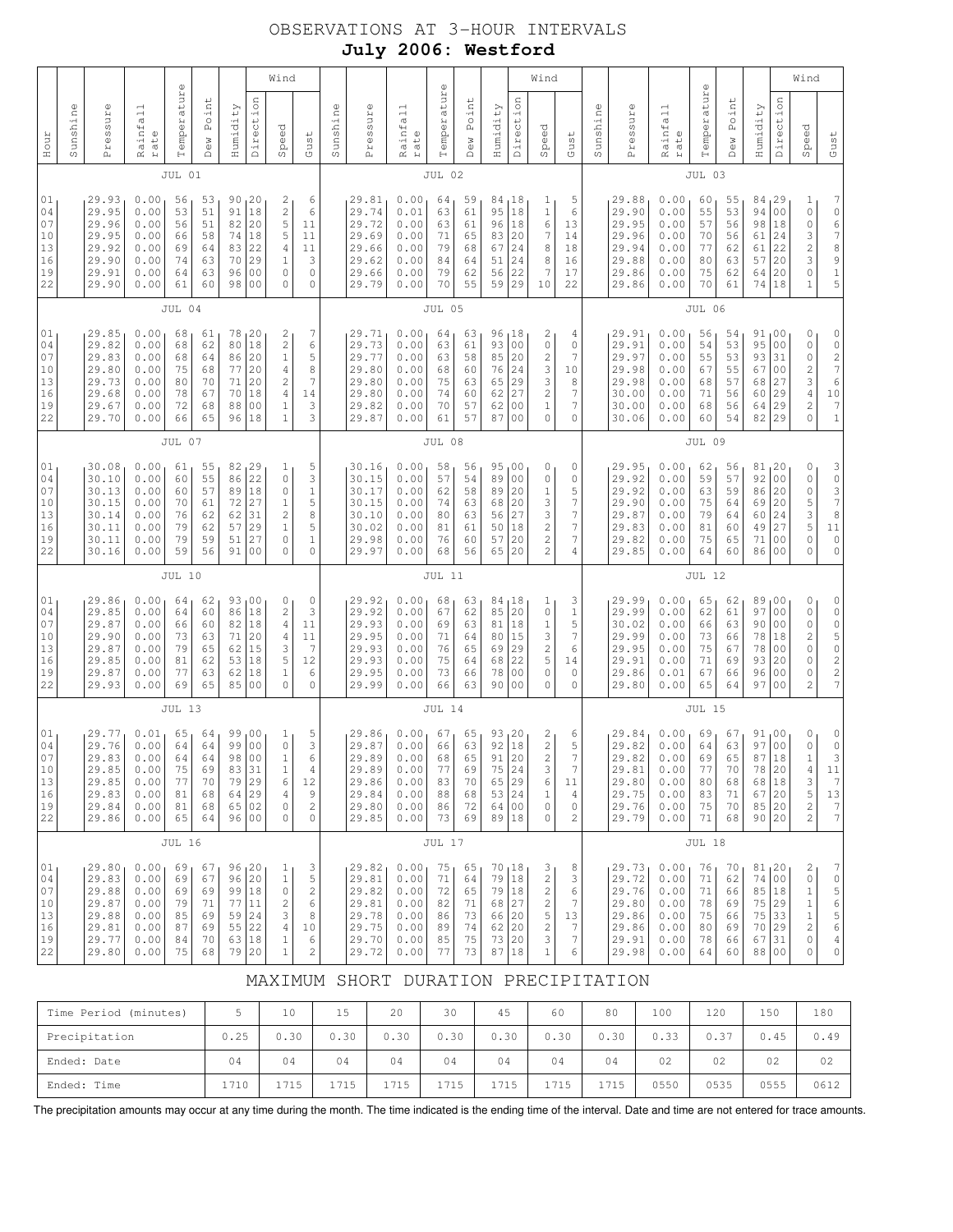# OBSERVATIONS AT 3-HOUR INTERVALS

## July 2006: Westford

| Hour | Sunshine | Pressure | Rainfall rate | Temperature | Dew Point | Humidity | Wind Direction | Wind Speed | Wind Gust | Sunshine | Pressure | Rainfall rate | Temperature | Dew Point | Humidity | Wind Direction | Wind Speed | Wind Gust | Sunshine | Pressure | Rainfall rate | Temperature | Dew Point | Humidity | Wind Direction | Wind Speed | Wind Gust |
|---|---|---|---|---|---|---|---|---|---|---|---|---|---|---|---|---|---|---|---|---|---|---|---|---|---|---|---|
| | | JUL 01 | | | | | | | | | JUL 02 | | | | | | | | | JUL 03 | | | | | | | |
| 01 | | 29.93 | 0.00 | 56 | 53 | 90 | 20 | 2 | 6 | | 29.81 | 0.00 | 64 | 59 | 84 | 18 | 1 | 5 | | 29.88 | 0.00 | 60 | 55 | 84 | 29 | 1 | 7 |
| 04 | | 29.95 | 0.00 | 53 | 51 | 91 | 18 | 2 | 6 | | 29.74 | 0.01 | 63 | 61 | 95 | 18 | 1 | 6 | | 29.90 | 0.00 | 55 | 53 | 94 | 00 | 0 | 0 |
| 07 | | 29.96 | 0.00 | 56 | 51 | 82 | 20 | 5 | 11 | | 29.72 | 0.00 | 63 | 61 | 96 | 18 | 6 | 13 | | 29.95 | 0.00 | 57 | 56 | 98 | 18 | 0 | 6 |
| 10 | | 29.95 | 0.00 | 66 | 58 | 74 | 18 | 5 | 11 | | 29.69 | 0.00 | 71 | 65 | 83 | 20 | 7 | 14 | | 29.96 | 0.00 | 70 | 56 | 61 | 24 | 0 | 7 |
| 13 | | 29.92 | 0.00 | 69 | 64 | 83 | 22 | 4 | 11 | | 29.66 | 0.00 | 79 | 68 | 67 | 24 | 8 | 18 | | 29.94 | 0.00 | 77 | 62 | 61 | 22 | 3 | 8 |
| 16 | | 29.90 | 0.00 | 74 | 63 | 70 | 29 | 1 | 3 | | 29.62 | 0.00 | 84 | 64 | 51 | 24 | 8 | 16 | | 29.88 | 0.00 | 80 | 63 | 57 | 20 | 2 | 9 |
| 19 | | 29.91 | 0.00 | 64 | 63 | 96 | 00 | 0 | 0 | | 29.66 | 0.00 | 79 | 62 | 56 | 22 | 7 | 17 | | 29.86 | 0.00 | 75 | 62 | 64 | 20 | 3 | 1 |
| 22 | | 29.90 | 0.00 | 61 | 60 | 98 | 00 | 0 | 0 | | 29.79 | 0.00 | 70 | 55 | 59 | 29 | 10 | 22 | | 29.86 | 0.00 | 70 | 61 | 74 | 18 | 0 | 5 |
| | | JUL 04 | | | | | | | | | JUL 05 | | | | | | | | | JUL 06 | | | | | | | |
| 01 | | 29.85 | 0.00 | 68 | 61 | 78 | 20 | 2 | 7 | | 29.71 | 0.00 | 64 | 63 | 96 | 18 | 2 | 4 | | 29.91 | 0.00 | 56 | 54 | 91 | 00 | 0 | 0 |
| 04 | | 29.82 | 0.00 | 68 | 62 | 80 | 18 | 2 | 6 | | 29.73 | 0.00 | 63 | 61 | 93 | 00 | 0 | 0 | | 29.91 | 0.00 | 54 | 53 | 95 | 00 | 0 | 0 |
| 07 | | 29.83 | 0.00 | 68 | 64 | 86 | 20 | 1 | 5 | | 29.77 | 0.00 | 63 | 58 | 85 | 20 | 2 | 7 | | 29.97 | 0.00 | 55 | 53 | 93 | 31 | 0 | 2 |
| 10 | | 29.80 | 0.00 | 75 | 68 | 77 | 20 | 4 | 8 | | 29.80 | 0.00 | 68 | 60 | 76 | 24 | 3 | 10 | | 29.98 | 0.00 | 67 | 55 | 67 | 00 | 2 | 7 |
| 13 | | 29.73 | 0.00 | 80 | 70 | 71 | 20 | 2 | 7 | | 29.80 | 0.00 | 75 | 63 | 65 | 29 | 3 | 8 | | 29.98 | 0.00 | 68 | 57 | 68 | 27 | 3 | 6 |
| 16 | | 29.68 | 0.00 | 78 | 67 | 70 | 18 | 4 | 14 | | 29.80 | 0.00 | 74 | 60 | 62 | 27 | 2 | 7 | | 30.00 | 0.00 | 71 | 56 | 60 | 29 | 4 | 10 |
| 19 | | 29.67 | 0.00 | 72 | 68 | 88 | 00 | 1 | 3 | | 29.82 | 0.00 | 70 | 57 | 62 | 00 | 1 | 7 | | 30.00 | 0.00 | 68 | 56 | 64 | 29 | 2 | 7 |
| 22 | | 29.70 | 0.00 | 66 | 65 | 96 | 18 | 1 | 3 | | 29.87 | 0.00 | 61 | 57 | 87 | 00 | 0 | 0 | | 30.06 | 0.00 | 60 | 54 | 82 | 29 | 0 | 1 |
| | | JUL 07 | | | | | | | | | JUL 08 | | | | | | | | | JUL 09 | | | | | | | |
| 01 | | 30.08 | 0.00 | 61 | 55 | 82 | 29 | 1 | 5 | | 30.16 | 0.00 | 58 | 56 | 95 | 00 | 0 | 0 | | 29.95 | 0.00 | 62 | 56 | 81 | 20 | 0 | 3 |
| 04 | | 30.10 | 0.00 | 60 | 55 | 86 | 22 | 0 | 3 | | 30.15 | 0.00 | 57 | 54 | 89 | 00 | 0 | 0 | | 29.92 | 0.00 | 59 | 57 | 92 | 00 | 0 | 0 |
| 07 | | 30.13 | 0.00 | 60 | 57 | 89 | 18 | 0 | 1 | | 30.17 | 0.00 | 62 | 58 | 89 | 20 | 1 | 5 | | 29.92 | 0.00 | 63 | 59 | 86 | 20 | 0 | 3 |
| 10 | | 30.15 | 0.00 | 70 | 61 | 72 | 27 | 1 | 5 | | 30.15 | 0.00 | 74 | 63 | 68 | 20 | 3 | 7 | | 29.90 | 0.00 | 75 | 64 | 69 | 20 | 5 | 7 |
| 13 | | 30.14 | 0.00 | 76 | 62 | 62 | 31 | 2 | 8 | | 30.10 | 0.00 | 80 | 63 | 56 | 27 | 3 | 7 | | 29.87 | 0.00 | 79 | 64 | 60 | 24 | 3 | 8 |
| 16 | | 30.11 | 0.00 | 79 | 62 | 57 | 29 | 1 | 5 | | 30.02 | 0.00 | 81 | 61 | 50 | 18 | 2 | 7 | | 29.83 | 0.00 | 81 | 60 | 49 | 27 | 5 | 11 |
| 19 | | 30.11 | 0.00 | 79 | 59 | 51 | 27 | 0 | 1 | | 29.98 | 0.00 | 76 | 60 | 57 | 20 | 2 | 7 | | 29.82 | 0.00 | 75 | 65 | 71 | 00 | 0 | 0 |
| 22 | | 30.16 | 0.00 | 59 | 56 | 91 | 00 | 0 | 0 | | 29.97 | 0.00 | 68 | 56 | 65 | 20 | 2 | 4 | | 29.85 | 0.00 | 64 | 60 | 86 | 00 | 0 | 0 |
| | | JUL 10 | | | | | | | | | JUL 11 | | | | | | | | | JUL 12 | | | | | | | |
| 01 | | 29.86 | 0.00 | 64 | 62 | 93 | 00 | 0 | 0 | | 29.92 | 0.00 | 68 | 63 | 84 | 18 | 1 | 3 | | 29.99 | 0.00 | 65 | 62 | 89 | 00 | 0 | 0 |
| 04 | | 29.85 | 0.00 | 64 | 60 | 86 | 18 | 2 | 3 | | 29.92 | 0.00 | 67 | 62 | 85 | 20 | 0 | 1 | | 29.99 | 0.00 | 62 | 61 | 97 | 00 | 0 | 0 |
| 07 | | 29.87 | 0.00 | 66 | 60 | 82 | 18 | 4 | 11 | | 29.93 | 0.00 | 69 | 63 | 81 | 18 | 1 | 5 | | 30.02 | 0.00 | 66 | 63 | 90 | 00 | 0 | 0 |
| 10 | | 29.90 | 0.00 | 73 | 63 | 71 | 20 | 4 | 11 | | 29.95 | 0.00 | 71 | 64 | 80 | 15 | 3 | 7 | | 29.99 | 0.00 | 73 | 66 | 78 | 18 | 2 | 5 |
| 13 | | 29.87 | 0.00 | 79 | 65 | 62 | 15 | 3 | 7 | | 29.93 | 0.00 | 76 | 65 | 69 | 29 | 2 | 6 | | 29.95 | 0.00 | 75 | 67 | 78 | 00 | 0 | 0 |
| 16 | | 29.85 | 0.00 | 81 | 62 | 53 | 18 | 5 | 12 | | 29.93 | 0.00 | 75 | 64 | 68 | 22 | 5 | 14 | | 29.91 | 0.00 | 71 | 69 | 93 | 20 | 0 | 2 |
| 19 | | 29.87 | 0.00 | 77 | 63 | 62 | 18 | 1 | 6 | | 29.95 | 0.00 | 73 | 66 | 78 | 00 | 0 | 0 | | 29.86 | 0.01 | 67 | 66 | 96 | 00 | 0 | 2 |
| 22 | | 29.93 | 0.00 | 69 | 65 | 85 | 00 | 0 | 0 | | 29.99 | 0.00 | 66 | 63 | 90 | 00 | 0 | 0 | | 29.80 | 0.00 | 65 | 64 | 97 | 00 | 2 | 7 |
| | | JUL 13 | | | | | | | | | JUL 14 | | | | | | | | | JUL 15 | | | | | | | |
| 01 | | 29.77 | 0.01 | 65 | 64 | 99 | 00 | 1 | 5 | | 29.86 | 0.00 | 67 | 65 | 93 | 20 | 2 | 6 | | 29.84 | 0.00 | 69 | 67 | 91 | 00 | 0 | 0 |
| 04 | | 29.76 | 0.00 | 64 | 64 | 99 | 00 | 0 | 3 | | 29.87 | 0.00 | 66 | 63 | 92 | 18 | 2 | 5 | | 29.82 | 0.00 | 64 | 63 | 97 | 00 | 0 | 0 |
| 07 | | 29.83 | 0.00 | 64 | 64 | 98 | 00 | 1 | 6 | | 29.89 | 0.00 | 68 | 65 | 91 | 20 | 2 | 7 | | 29.82 | 0.00 | 69 | 65 | 87 | 18 | 1 | 3 |
| 10 | | 29.85 | 0.00 | 75 | 69 | 83 | 31 | 1 | 4 | | 29.89 | 0.00 | 77 | 69 | 75 | 24 | 3 | 7 | | 29.81 | 0.00 | 77 | 70 | 78 | 20 | 4 | 11 |
| 13 | | 29.85 | 0.00 | 77 | 70 | 79 | 29 | 6 | 12 | | 29.86 | 0.00 | 83 | 70 | 65 | 29 | 6 | 11 | | 29.80 | 0.00 | 80 | 68 | 68 | 18 | 3 | 7 |
| 16 | | 29.83 | 0.00 | 81 | 68 | 64 | 29 | 4 | 9 | | 29.84 | 0.00 | 88 | 68 | 53 | 24 | 1 | 4 | | 29.75 | 0.00 | 83 | 71 | 67 | 20 | 5 | 13 |
| 19 | | 29.84 | 0.00 | 81 | 68 | 65 | 02 | 0 | 2 | | 29.80 | 0.00 | 86 | 72 | 64 | 00 | 0 | 0 | | 29.76 | 0.00 | 75 | 70 | 85 | 20 | 2 | 7 |
| 22 | | 29.86 | 0.00 | 65 | 64 | 96 | 00 | 0 | 0 | | 29.85 | 0.00 | 73 | 69 | 89 | 18 | 0 | 2 | | 29.79 | 0.00 | 71 | 68 | 90 | 20 | 2 | 7 |
| | | JUL 16 | | | | | | | | | JUL 17 | | | | | | | | | JUL 18 | | | | | | | |
| 01 | | 29.80 | 0.00 | 69 | 67 | 96 | 20 | 1 | 3 | | 29.82 | 0.00 | 75 | 65 | 70 | 18 | 3 | 8 | | 29.73 | 0.00 | 76 | 70 | 81 | 20 | 2 | 7 |
| 04 | | 29.83 | 0.00 | 69 | 67 | 96 | 20 | 1 | 5 | | 29.81 | 0.00 | 71 | 64 | 79 | 18 | 2 | 3 | | 29.72 | 0.00 | 71 | 62 | 74 | 00 | 0 | 0 |
| 07 | | 29.88 | 0.00 | 69 | 69 | 99 | 18 | 0 | 2 | | 29.82 | 0.00 | 72 | 65 | 79 | 18 | 2 | 6 | | 29.76 | 0.00 | 71 | 66 | 85 | 18 | 1 | 5 |
| 10 | | 29.87 | 0.00 | 79 | 71 | 77 | 11 | 2 | 6 | | 29.81 | 0.00 | 82 | 71 | 68 | 27 | 2 | 7 | | 29.80 | 0.00 | 78 | 69 | 75 | 29 | 1 | 6 |
| 13 | | 29.88 | 0.00 | 85 | 69 | 59 | 24 | 3 | 8 | | 29.78 | 0.00 | 86 | 73 | 66 | 20 | 5 | 13 | | 29.86 | 0.00 | 75 | 66 | 75 | 33 | 1 | 5 |
| 16 | | 29.81 | 0.00 | 87 | 69 | 55 | 22 | 4 | 10 | | 29.75 | 0.00 | 89 | 74 | 62 | 20 | 2 | 7 | | 29.86 | 0.00 | 80 | 69 | 70 | 29 | 2 | 6 |
| 19 | | 29.77 | 0.00 | 84 | 70 | 63 | 18 | 1 | 6 | | 29.70 | 0.00 | 85 | 75 | 73 | 20 | 3 | 7 | | 29.91 | 0.00 | 78 | 66 | 67 | 31 | 0 | 4 |
| 22 | | 29.80 | 0.00 | 75 | 68 | 79 | 20 | 1 | 2 | | 29.72 | 0.00 | 77 | 73 | 87 | 18 | 1 | 6 | | 29.98 | 0.00 | 64 | 60 | 88 | 00 | 0 | 0 |

## MAXIMUM SHORT DURATION PRECIPITATION

| Time Period (minutes) | 5 | 10 | 15 | 20 | 30 | 45 | 60 | 80 | 100 | 120 | 150 | 180 |
|---|---|---|---|---|---|---|---|---|---|---|---|---|
| Precipitation | 0.25 | 0.30 | 0.30 | 0.30 | 0.30 | 0.30 | 0.30 | 0.30 | 0.33 | 0.37 | 0.45 | 0.49 |
| Ended: Date | 04 | 04 | 04 | 04 | 04 | 04 | 04 | 04 | 02 | 02 | 02 | 02 |
| Ended: Time | 1710 | 1715 | 1715 | 1715 | 1715 | 1715 | 1715 | 1715 | 0550 | 0535 | 0555 | 0612 |

The precipitation amounts may occur at any time during the month. The time indicated is the ending time of the interval. Date and time are not entered for trace amounts.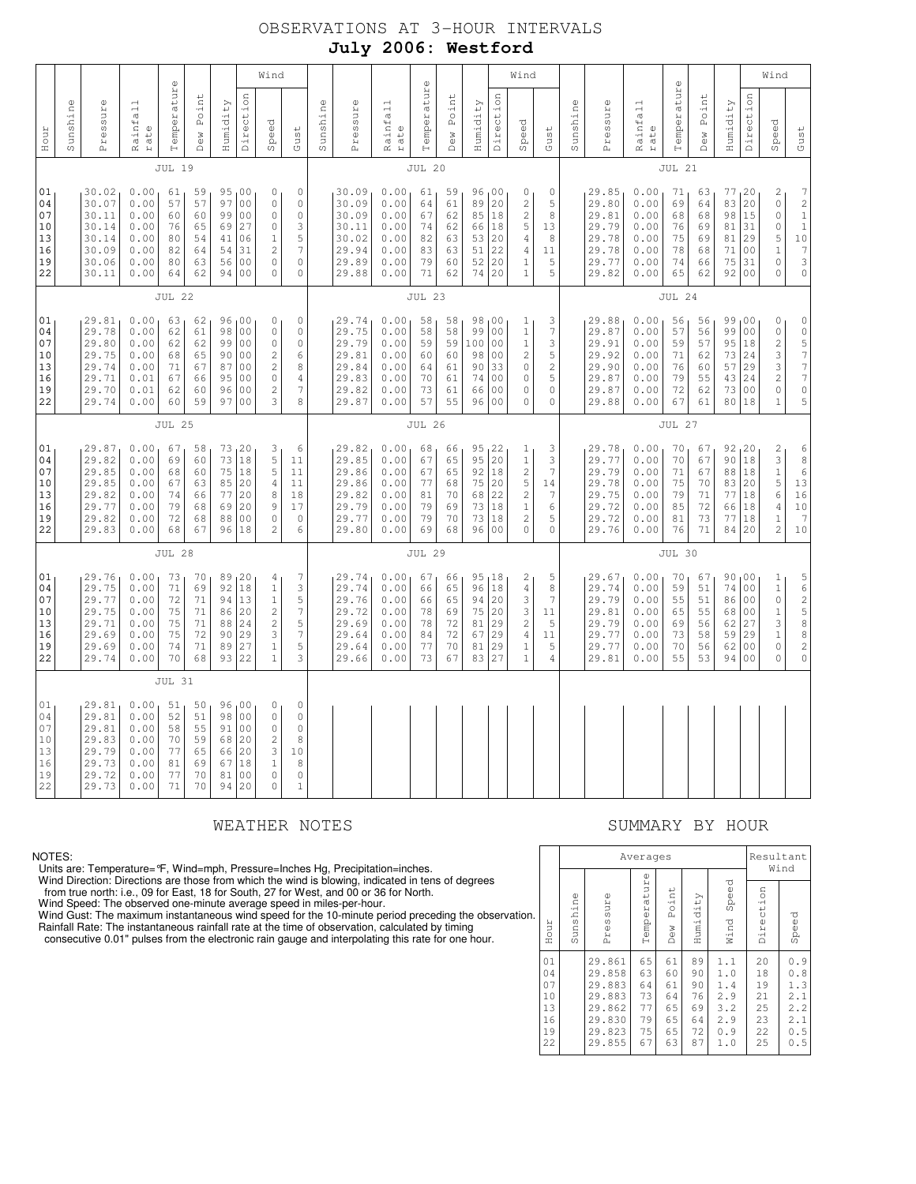# OBSERVATIONS AT 3-HOUR INTERVALS

**July 2006: Westford**

### JUL 19 / JUL 20 / JUL 21

| Hour | Sunshine | Pressure | Rainfall rate | Temperature | Dew Point | Humidity | Wind Direction | Wind Speed | Wind Gust | Sunshine | Pressure | Rainfall rate | Temperature | Dew Point | Humidity | Wind Direction | Wind Speed | Wind Gust | Sunshine | Pressure | Rainfall rate | Temperature | Dew Point | Humidity | Wind Direction | Wind Speed | Wind Gust |
|---|---|---|---|---|---|---|---|---|---|---|---|---|---|---|---|---|---|---|---|---|---|---|---|---|---|---|---|
| 01 | | 30.02 | 0.00 | 61 | 59 | 95 | 00 | 0 | 0 | | 30.09 | 0.00 | 61 | 59 | 96 | 00 | 0 | 0 | | 29.85 | 0.00 | 71 | 63 | 77 | 20 | 2 | 7 |
| 04 | | 30.07 | 0.00 | 57 | 57 | 97 | 00 | 0 | 0 | | 30.09 | 0.00 | 64 | 61 | 89 | 20 | 2 | 5 | | 29.80 | 0.00 | 69 | 64 | 83 | 20 | 0 | 2 |
| 07 | | 30.11 | 0.00 | 60 | 60 | 99 | 00 | 0 | 0 | | 30.09 | 0.00 | 67 | 62 | 85 | 18 | 2 | 8 | | 29.81 | 0.00 | 68 | 68 | 98 | 15 | 0 | 1 |
| 10 | | 30.14 | 0.00 | 76 | 65 | 69 | 27 | 0 | 3 | | 30.11 | 0.00 | 74 | 62 | 66 | 18 | 5 | 13 | | 29.79 | 0.00 | 76 | 69 | 81 | 31 | 0 | 1 |
| 13 | | 30.14 | 0.00 | 80 | 54 | 41 | 06 | 1 | 5 | | 30.02 | 0.00 | 82 | 63 | 53 | 20 | 4 | 8 | | 29.78 | 0.00 | 75 | 69 | 81 | 29 | 5 | 10 |
| 16 | | 30.09 | 0.00 | 82 | 64 | 54 | 31 | 2 | 7 | | 29.94 | 0.00 | 83 | 63 | 51 | 22 | 4 | 11 | | 29.78 | 0.00 | 78 | 68 | 71 | 00 | 1 | 7 |
| 19 | | 30.06 | 0.00 | 80 | 63 | 56 | 00 | 0 | 0 | | 29.89 | 0.00 | 79 | 60 | 52 | 20 | 1 | 5 | | 29.77 | 0.00 | 74 | 66 | 75 | 31 | 0 | 3 |
| 22 | | 30.11 | 0.00 | 64 | 62 | 94 | 00 | 0 | 0 | | 29.88 | 0.00 | 71 | 62 | 74 | 20 | 1 | 5 | | 29.82 | 0.00 | 65 | 62 | 92 | 00 | 0 | 0 |

### JUL 22 / JUL 23 / JUL 24

| Hour | Sunshine | Pressure | Rainfall rate | Temperature | Dew Point | Humidity | Wind Direction | Wind Speed | Wind Gust | Sunshine | Pressure | Rainfall rate | Temperature | Dew Point | Humidity | Wind Direction | Wind Speed | Wind Gust | Sunshine | Pressure | Rainfall rate | Temperature | Dew Point | Humidity | Wind Direction | Wind Speed | Wind Gust |
|---|---|---|---|---|---|---|---|---|---|---|---|---|---|---|---|---|---|---|---|---|---|---|---|---|---|---|---|
| 01 | | 29.81 | 0.00 | 63 | 62 | 96 | 00 | 0 | 0 | | 29.74 | 0.00 | 58 | 58 | 98 | 00 | 1 | 3 | | 29.88 | 0.00 | 56 | 56 | 99 | 00 | 0 | 0 |
| 04 | | 29.78 | 0.00 | 62 | 61 | 98 | 00 | 0 | 0 | | 29.75 | 0.00 | 58 | 58 | 99 | 00 | 1 | 7 | | 29.87 | 0.00 | 57 | 56 | 99 | 00 | 0 | 0 |
| 07 | | 29.80 | 0.00 | 62 | 62 | 99 | 00 | 0 | 0 | | 29.79 | 0.00 | 59 | 59 | 100 | 00 | 1 | 3 | | 29.91 | 0.00 | 59 | 57 | 95 | 18 | 2 | 5 |
| 10 | | 29.75 | 0.00 | 68 | 65 | 90 | 00 | 2 | 6 | | 29.81 | 0.00 | 60 | 60 | 98 | 00 | 2 | 5 | | 29.92 | 0.00 | 71 | 62 | 73 | 24 | 3 | 7 |
| 13 | | 29.74 | 0.00 | 71 | 67 | 87 | 00 | 2 | 8 | | 29.84 | 0.00 | 64 | 61 | 90 | 33 | 0 | 2 | | 29.90 | 0.00 | 76 | 60 | 57 | 29 | 3 | 7 |
| 16 | | 29.71 | 0.01 | 67 | 66 | 95 | 00 | 0 | 4 | | 29.83 | 0.00 | 70 | 61 | 74 | 00 | 0 | 5 | | 29.87 | 0.00 | 79 | 55 | 43 | 24 | 2 | 7 |
| 19 | | 29.70 | 0.01 | 62 | 60 | 96 | 00 | 2 | 7 | | 29.82 | 0.00 | 73 | 61 | 66 | 00 | 0 | 0 | | 29.87 | 0.00 | 72 | 62 | 73 | 00 | 0 | 0 |
| 22 | | 29.74 | 0.00 | 60 | 59 | 97 | 00 | 3 | 8 | | 29.87 | 0.00 | 57 | 55 | 96 | 00 | 0 | 0 | | 29.88 | 0.00 | 67 | 61 | 80 | 18 | 1 | 5 |

### JUL 25 / JUL 26 / JUL 27

| Hour | Sunshine | Pressure | Rainfall rate | Temperature | Dew Point | Humidity | Wind Direction | Wind Speed | Wind Gust | Sunshine | Pressure | Rainfall rate | Temperature | Dew Point | Humidity | Wind Direction | Wind Speed | Wind Gust | Sunshine | Pressure | Rainfall rate | Temperature | Dew Point | Humidity | Wind Direction | Wind Speed | Wind Gust |
|---|---|---|---|---|---|---|---|---|---|---|---|---|---|---|---|---|---|---|---|---|---|---|---|---|---|---|---|
| 01 | | 29.87 | 0.00 | 67 | 58 | 73 | 20 | 3 | 6 | | 29.82 | 0.00 | 68 | 66 | 95 | 22 | 1 | 3 | | 29.78 | 0.00 | 70 | 67 | 92 | 20 | 2 | 6 |
| 04 | | 29.82 | 0.00 | 69 | 60 | 73 | 18 | 5 | 11 | | 29.85 | 0.00 | 67 | 65 | 95 | 20 | 1 | 3 | | 29.77 | 0.00 | 70 | 67 | 90 | 18 | 3 | 8 |
| 07 | | 29.85 | 0.00 | 68 | 60 | 75 | 18 | 5 | 11 | | 29.86 | 0.00 | 67 | 65 | 92 | 18 | 2 | 7 | | 29.79 | 0.00 | 71 | 67 | 88 | 18 | 1 | 6 |
| 10 | | 29.85 | 0.00 | 67 | 63 | 85 | 20 | 4 | 11 | | 29.86 | 0.00 | 77 | 68 | 75 | 20 | 5 | 14 | | 29.78 | 0.00 | 75 | 70 | 83 | 20 | 5 | 13 |
| 13 | | 29.82 | 0.00 | 74 | 66 | 77 | 20 | 8 | 18 | | 29.82 | 0.00 | 81 | 70 | 68 | 22 | 2 | 7 | | 29.75 | 0.00 | 79 | 71 | 77 | 18 | 6 | 16 |
| 16 | | 29.77 | 0.00 | 79 | 68 | 69 | 20 | 9 | 17 | | 29.79 | 0.00 | 79 | 69 | 73 | 18 | 1 | 6 | | 29.72 | 0.00 | 85 | 72 | 66 | 18 | 4 | 10 |
| 19 | | 29.82 | 0.00 | 72 | 68 | 88 | 00 | 0 | 0 | | 29.77 | 0.00 | 79 | 70 | 73 | 18 | 2 | 5 | | 29.72 | 0.00 | 81 | 73 | 77 | 18 | 1 | 7 |
| 22 | | 29.83 | 0.00 | 68 | 67 | 96 | 18 | 2 | 6 | | 29.80 | 0.00 | 69 | 68 | 96 | 00 | 0 | 0 | | 29.76 | 0.00 | 76 | 71 | 84 | 20 | 2 | 10 |

### JUL 28 / JUL 29 / JUL 30

| Hour | Sunshine | Pressure | Rainfall rate | Temperature | Dew Point | Humidity | Wind Direction | Wind Speed | Wind Gust | Sunshine | Pressure | Rainfall rate | Temperature | Dew Point | Humidity | Wind Direction | Wind Speed | Wind Gust | Sunshine | Pressure | Rainfall rate | Temperature | Dew Point | Humidity | Wind Direction | Wind Speed | Wind Gust |
|---|---|---|---|---|---|---|---|---|---|---|---|---|---|---|---|---|---|---|---|---|---|---|---|---|---|---|---|
| 01 | | 29.76 | 0.00 | 73 | 70 | 89 | 20 | 4 | 7 | | 29.74 | 0.00 | 67 | 66 | 95 | 18 | 2 | 5 | | 29.67 | 0.00 | 70 | 67 | 90 | 00 | 1 | 5 |
| 04 | | 29.75 | 0.00 | 71 | 69 | 92 | 18 | 1 | 3 | | 29.74 | 0.00 | 66 | 65 | 96 | 18 | 4 | 8 | | 29.74 | 0.00 | 59 | 51 | 74 | 00 | 1 | 6 |
| 07 | | 29.77 | 0.00 | 72 | 71 | 94 | 13 | 1 | 5 | | 29.76 | 0.00 | 66 | 65 | 94 | 20 | 3 | 7 | | 29.79 | 0.00 | 55 | 51 | 86 | 00 | 0 | 2 |
| 10 | | 29.75 | 0.00 | 75 | 71 | 86 | 20 | 2 | 7 | | 29.72 | 0.00 | 78 | 69 | 75 | 20 | 3 | 11 | | 29.81 | 0.00 | 65 | 55 | 68 | 00 | 1 | 5 |
| 13 | | 29.71 | 0.00 | 75 | 71 | 88 | 24 | 2 | 5 | | 29.69 | 0.00 | 78 | 72 | 81 | 29 | 2 | 5 | | 29.79 | 0.00 | 69 | 56 | 62 | 27 | 3 | 8 |
| 16 | | 29.69 | 0.00 | 75 | 72 | 90 | 29 | 3 | 7 | | 29.64 | 0.00 | 84 | 72 | 67 | 29 | 4 | 11 | | 29.77 | 0.00 | 73 | 58 | 59 | 29 | 1 | 8 |
| 19 | | 29.69 | 0.00 | 74 | 71 | 89 | 27 | 1 | 5 | | 29.64 | 0.00 | 77 | 70 | 81 | 29 | 1 | 5 | | 29.77 | 0.00 | 70 | 56 | 62 | 00 | 0 | 2 |
| 22 | | 29.74 | 0.00 | 70 | 68 | 93 | 22 | 1 | 3 | | 29.66 | 0.00 | 73 | 67 | 83 | 27 | 1 | 4 | | 29.81 | 0.00 | 55 | 53 | 94 | 00 | 0 | 0 |

### JUL 31

| Hour | Sunshine | Pressure | Rainfall rate | Temperature | Dew Point | Humidity | Wind Direction | Wind Speed | Wind Gust |
|---|---|---|---|---|---|---|---|---|---|
| 01 | | 29.81 | 0.00 | 51 | 50 | 96 | 00 | 0 | 0 |
| 04 | | 29.81 | 0.00 | 52 | 51 | 98 | 00 | 0 | 0 |
| 07 | | 29.81 | 0.00 | 58 | 55 | 91 | 00 | 0 | 0 |
| 10 | | 29.83 | 0.00 | 70 | 59 | 68 | 20 | 2 | 8 |
| 13 | | 29.79 | 0.00 | 77 | 65 | 66 | 20 | 3 | 10 |
| 16 | | 29.73 | 0.00 | 81 | 69 | 67 | 18 | 1 | 8 |
| 19 | | 29.72 | 0.00 | 77 | 70 | 81 | 00 | 0 | 0 |
| 22 | | 29.73 | 0.00 | 71 | 70 | 94 | 20 | 0 | 1 |

## WEATHER NOTES

NOTES:
Units are: Temperature=°F, Wind=mph, Pressure=Inches Hg, Precipitation=inches.
Wind Direction: Directions are those from which the wind is blowing, indicated in tens of degrees from true north: i.e., 09 for East, 18 for South, 27 for West, and 00 or 36 for North.
Wind Speed: The observed one-minute average speed in miles-per-hour.
Wind Gust: The maximum instantaneous wind speed for the 10-minute period preceding the observation.
Rainfall Rate: The instantaneous rainfall rate at the time of observation, calculated by timing consecutive 0.01" pulses from the electronic rain gauge and interpolating this rate for one hour.

## SUMMARY BY HOUR

| Hour | Averages: Sunshine | Pressure | Temperature | Dew Point | Humidity | Wind Speed | Resultant Wind: Direction | Speed |
|---|---|---|---|---|---|---|---|---|
| 01 | | 29.861 | 65 | 61 | 89 | 1.1 | 20 | 0.9 |
| 04 | | 29.858 | 63 | 60 | 90 | 1.0 | 18 | 0.8 |
| 07 | | 29.883 | 64 | 61 | 90 | 1.4 | 19 | 1.3 |
| 10 | | 29.883 | 73 | 64 | 76 | 2.9 | 21 | 2.1 |
| 13 | | 29.862 | 77 | 65 | 69 | 3.2 | 25 | 2.2 |
| 16 | | 29.830 | 79 | 65 | 64 | 2.9 | 23 | 2.1 |
| 19 | | 29.823 | 75 | 65 | 72 | 0.9 | 22 | 0.5 |
| 22 | | 29.855 | 67 | 63 | 87 | 1.0 | 25 | 0.5 |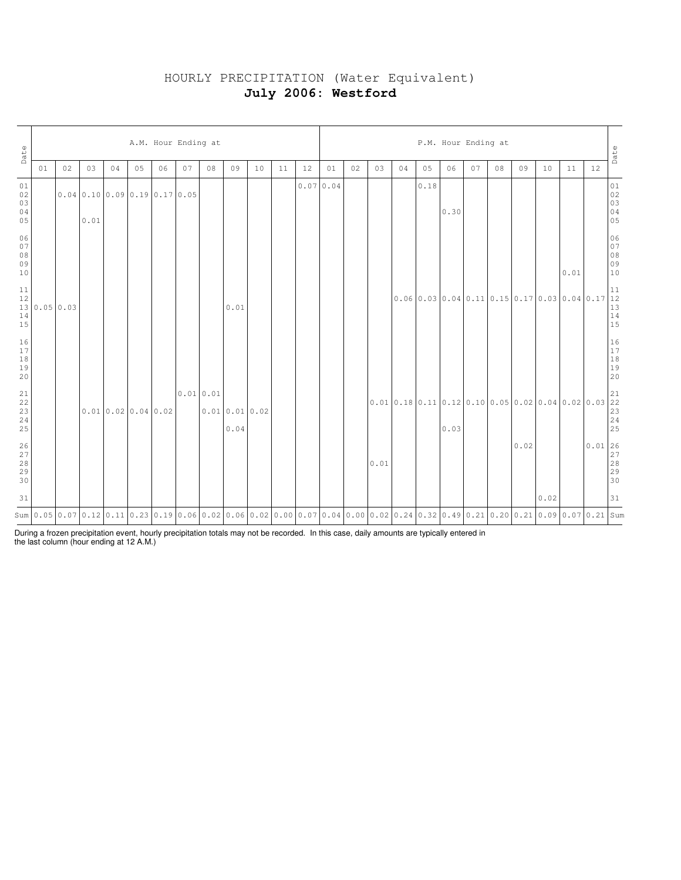# HOURLY PRECIPITATION (Water Equivalent)

## **July 2006: Westford**

| Date | A.M. Hour Ending at | | | | | | | | | | | | P.M. Hour Ending at | | | | | | | | | | | | Date |
|---|---|---|---|---|---|---|---|---|---|---|---|---|---|---|---|---|---|---|---|---|---|---|---|---|---|
| | 01 | 02 | 03 | 04 | 05 | 06 | 07 | 08 | 09 | 10 | 11 | 12 | 01 | 02 | 03 | 04 | 05 | 06 | 07 | 08 | 09 | 10 | 11 | 12 | |
| 01 | | | | | | | | | | | | 0.07 | 0.04 | | | | 0.18 | | | | | | | | 01 |
| 02 | | 0.04 | 0.10 | 0.09 | 0.19 | 0.17 | 0.05 | | | | | | | | | | | | | | | | | | 02 |
| 03 | | | | | | | | | | | | | | | | | | | | | | | | | 03 |
| 04 | | | | | | | | | | | | | | | | | | 0.30 | | | | | | | 04 |
| 05 | | | 0.01 | | | | | | | | | | | | | | | | | | | | | | 05 |
| 06 | | | | | | | | | | | | | | | | | | | | | | | | | 06 |
| 07 | | | | | | | | | | | | | | | | | | | | | | | | | 07 |
| 08 | | | | | | | | | | | | | | | | | | | | | | | | | 08 |
| 09 | | | | | | | | | | | | | | | | | | | | | | | | | 09 |
| 10 | | | | | | | | | | | | | | | | | | | | | | | 0.01 | | 10 |
| 11 | | | | | | | | | | | | | | | | | | | | | | | | | 11 |
| 12 | | | | | | | | | | | | | | | | 0.06 | 0.03 | 0.04 | 0.11 | 0.15 | 0.17 | 0.03 | 0.04 | 0.17 | 12 |
| 13 | 0.05 | 0.03 | | | | | | | 0.01 | | | | | | | | | | | | | | | | 13 |
| 14 | | | | | | | | | | | | | | | | | | | | | | | | | 14 |
| 15 | | | | | | | | | | | | | | | | | | | | | | | | | 15 |
| 16 | | | | | | | | | | | | | | | | | | | | | | | | | 16 |
| 17 | | | | | | | | | | | | | | | | | | | | | | | | | 17 |
| 18 | | | | | | | | | | | | | | | | | | | | | | | | | 18 |
| 19 | | | | | | | | | | | | | | | | | | | | | | | | | 19 |
| 20 | | | | | | | | | | | | | | | | | | | | | | | | | 20 |
| 21 | | | | | | | 0.01 | 0.01 | | | | | | | | | | | | | | | | | 21 |
| 22 | | | | | | | | | | | | | | | 0.01 | 0.18 | 0.11 | 0.12 | 0.10 | 0.05 | 0.02 | 0.04 | 0.02 | 0.03 | 22 |
| 23 | | | 0.01 | 0.02 | 0.04 | 0.02 | | 0.01 | 0.01 | 0.02 | | | | | | | | | | | | | | | 23 |
| 24 | | | | | | | | | | | | | | | | | | | | | | | | | 24 |
| 25 | | | | | | | | | 0.04 | | | | | | | | | 0.03 | | | | | | | 25 |
| 26 | | | | | | | | | | | | | | | | | | | | | 0.02 | | | 0.01 | 26 |
| 27 | | | | | | | | | | | | | | | | | | | | | | | | | 27 |
| 28 | | | | | | | | | | | | | | | 0.01 | | | | | | | | | | 28 |
| 29 | | | | | | | | | | | | | | | | | | | | | | | | | 29 |
| 30 | | | | | | | | | | | | | | | | | | | | | | | | | 30 |
| 31 | | | | | | | | | | | | | | | | | | | | | | 0.02 | | | 31 |
| Sum | 0.05 | 0.07 | 0.12 | 0.11 | 0.23 | 0.19 | 0.06 | 0.02 | 0.06 | 0.02 | 0.00 | 0.07 | 0.04 | 0.00 | 0.02 | 0.24 | 0.32 | 0.49 | 0.21 | 0.20 | 0.21 | 0.09 | 0.07 | 0.21 | Sum |

During a frozen precipitation event, hourly precipitation totals may not be recorded. In this case, daily amounts are typically entered in the last column (hour ending at 12 A.M.)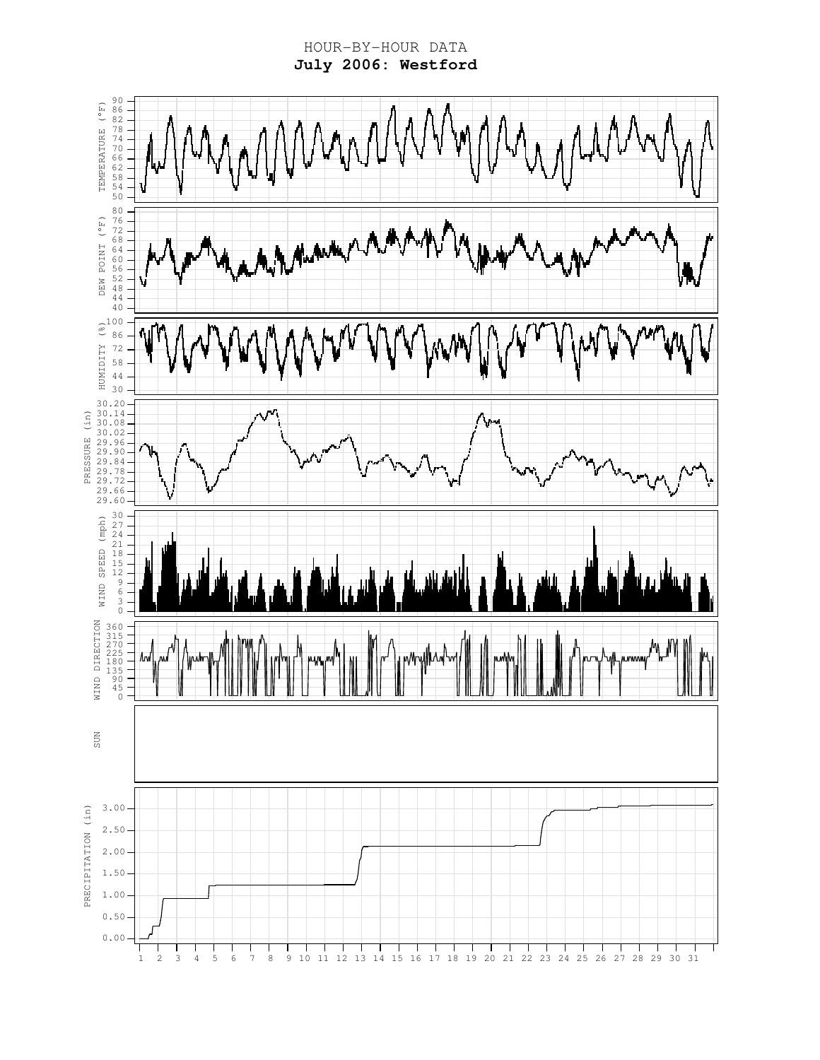HOUR–BY–HOUR DATA

**July 2006: Westford**

TEMPERATURE (°F)

DEW POINT (°F)

HUMIDITY (%)

PRESSURE (in)

WIND SPEED (mph)

WIND DIRECTION

SUN

PRECIPITATION (in)

1 2 3 4 5 6 7 8 9 10 11 12 13 14 15 16 17 18 19 20 21 22 23 24 25 26 27 28 29 30 31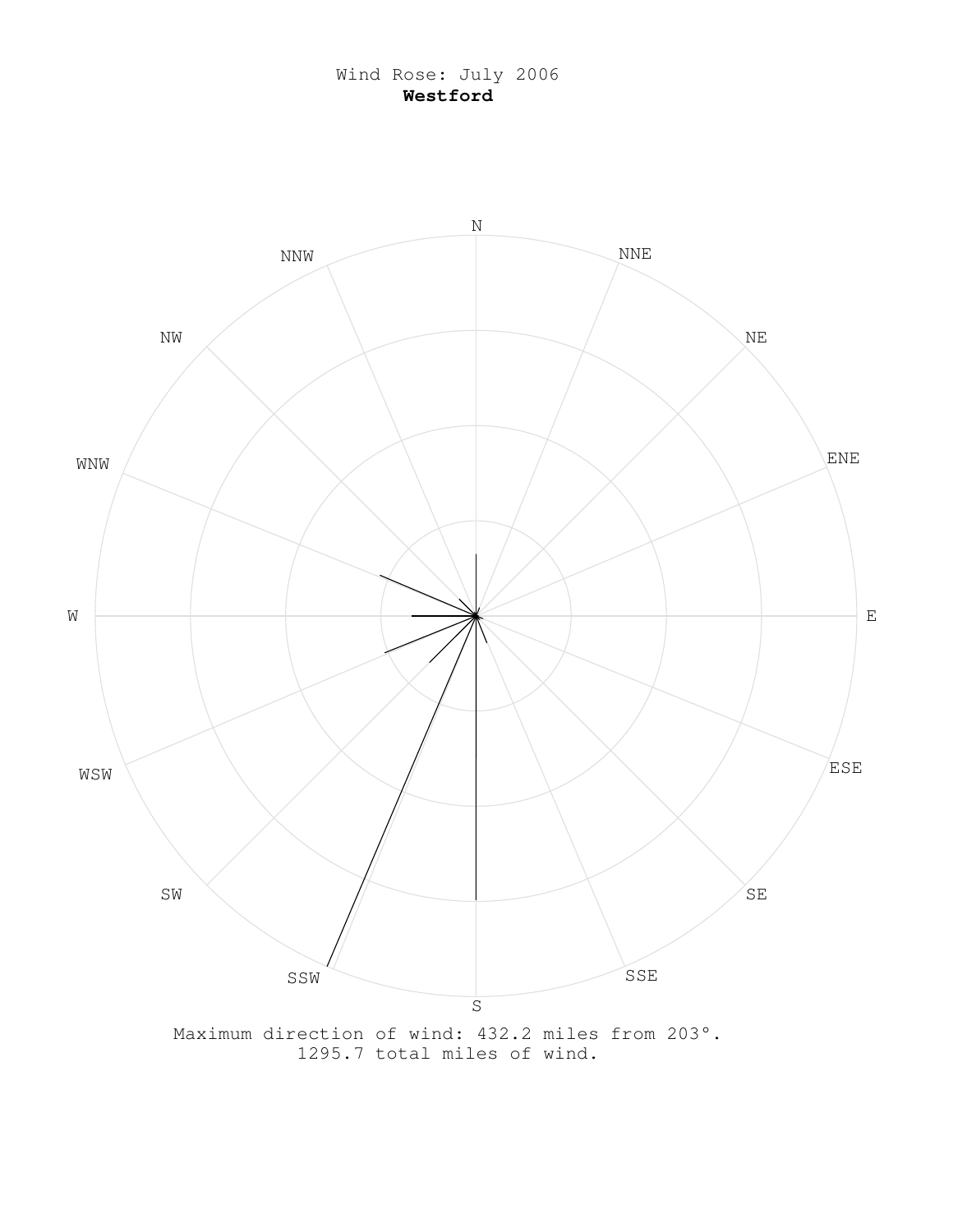Wind Rose: July 2006

**Westford**

N
NNE
NE
ENE
E
ESE
SE
SSE
S
SSW
SW
WSW
W
WNW
NW
NNW

Maximum direction of wind: 432.2 miles from 203°.
1295.7 total miles of wind.